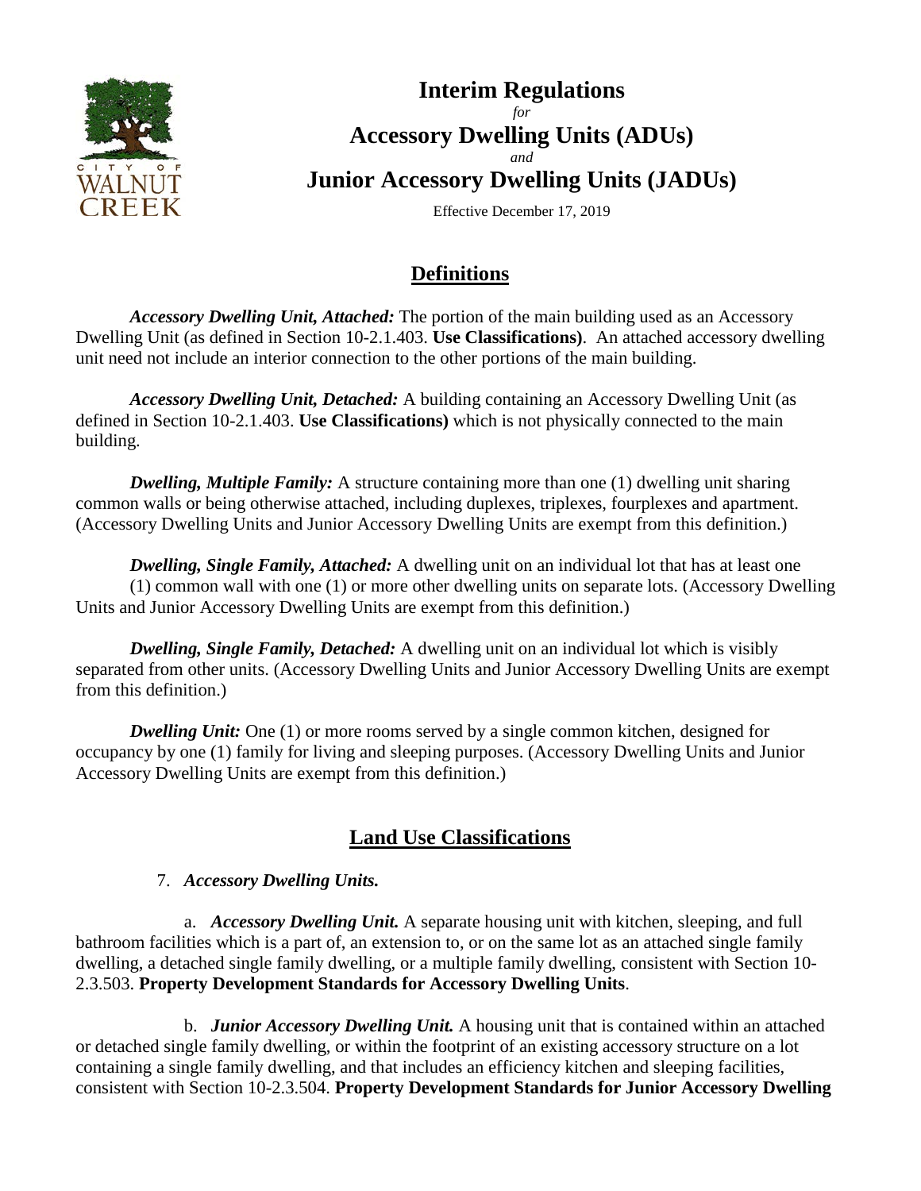# Interim Regulations

*for*

## Accessory Dwelling Units (ADUs)

*and*

## Junior Accessory Dwelling Units (JADUs)

Effective December 17, 2019

## Definitions

***Accessory Dwelling Unit, Attached:*** The portion of the main building used as an Accessory Dwelling Unit (as defined in Section 10-2.1.403. **Use Classifications)**. An attached accessory dwelling unit need not include an interior connection to the other portions of the main building.

***Accessory Dwelling Unit, Detached:*** A building containing an Accessory Dwelling Unit (as defined in Section 10-2.1.403. **Use Classifications)** which is not physically connected to the main building.

***Dwelling, Multiple Family:*** A structure containing more than one (1) dwelling unit sharing common walls or being otherwise attached, including duplexes, triplexes, fourplexes and apartment. (Accessory Dwelling Units and Junior Accessory Dwelling Units are exempt from this definition.)

***Dwelling, Single Family, Attached:*** A dwelling unit on an individual lot that has at least one (1) common wall with one (1) or more other dwelling units on separate lots. (Accessory Dwelling Units and Junior Accessory Dwelling Units are exempt from this definition.)

***Dwelling, Single Family, Detached:*** A dwelling unit on an individual lot which is visibly separated from other units. (Accessory Dwelling Units and Junior Accessory Dwelling Units are exempt from this definition.)

***Dwelling Unit:*** One (1) or more rooms served by a single common kitchen, designed for occupancy by one (1) family for living and sleeping purposes. (Accessory Dwelling Units and Junior Accessory Dwelling Units are exempt from this definition.)

## Land Use Classifications

7. ***Accessory Dwelling Units.***

a. ***Accessory Dwelling Unit.*** A separate housing unit with kitchen, sleeping, and full bathroom facilities which is a part of, an extension to, or on the same lot as an attached single family dwelling, a detached single family dwelling, or a multiple family dwelling, consistent with Section 10-2.3.503. **Property Development Standards for Accessory Dwelling Units**.

b. ***Junior Accessory Dwelling Unit.*** A housing unit that is contained within an attached or detached single family dwelling, or within the footprint of an existing accessory structure on a lot containing a single family dwelling, and that includes an efficiency kitchen and sleeping facilities, consistent with Section 10-2.3.504. **Property Development Standards for Junior Accessory Dwelling**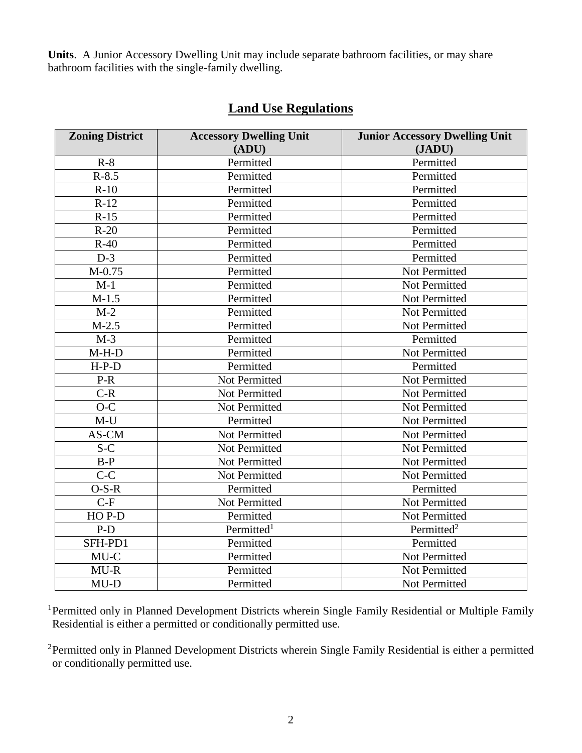**Units**. A Junior Accessory Dwelling Unit may include separate bathroom facilities, or may share bathroom facilities with the single-family dwelling.

## Land Use Regulations

| Zoning District | Accessory Dwelling Unit (ADU) | Junior Accessory Dwelling Unit (JADU) |
|---|---|---|
| R-8 | Permitted | Permitted |
| R-8.5 | Permitted | Permitted |
| R-10 | Permitted | Permitted |
| R-12 | Permitted | Permitted |
| R-15 | Permitted | Permitted |
| R-20 | Permitted | Permitted |
| R-40 | Permitted | Permitted |
| D-3 | Permitted | Permitted |
| M-0.75 | Permitted | Not Permitted |
| M-1 | Permitted | Not Permitted |
| M-1.5 | Permitted | Not Permitted |
| M-2 | Permitted | Not Permitted |
| M-2.5 | Permitted | Not Permitted |
| M-3 | Permitted | Permitted |
| M-H-D | Permitted | Not Permitted |
| H-P-D | Permitted | Permitted |
| P-R | Not Permitted | Not Permitted |
| C-R | Not Permitted | Not Permitted |
| O-C | Not Permitted | Not Permitted |
| M-U | Permitted | Not Permitted |
| AS-CM | Not Permitted | Not Permitted |
| S-C | Not Permitted | Not Permitted |
| B-P | Not Permitted | Not Permitted |
| C-C | Not Permitted | Not Permitted |
| O-S-R | Permitted | Permitted |
| C-F | Not Permitted | Not Permitted |
| HO P-D | Permitted | Not Permitted |
| P-D | Permitted[1] | Permitted[2] |
| SFH-PD1 | Permitted | Permitted |
| MU-C | Permitted | Not Permitted |
| MU-R | Permitted | Not Permitted |
| MU-D | Permitted | Not Permitted |

[1]Permitted only in Planned Development Districts wherein Single Family Residential or Multiple Family Residential is either a permitted or conditionally permitted use.

[2]Permitted only in Planned Development Districts wherein Single Family Residential is either a permitted or conditionally permitted use.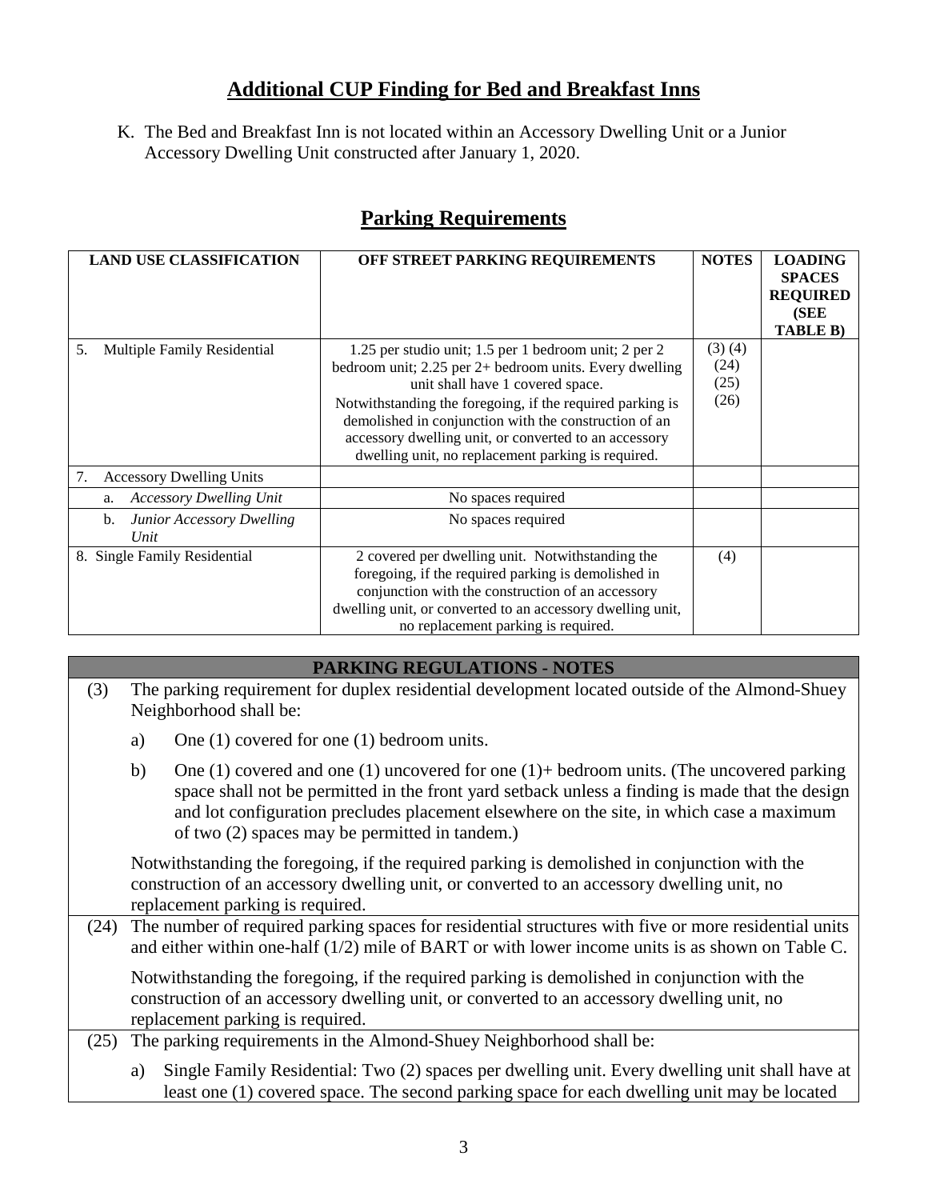## Additional CUP Finding for Bed and Breakfast Inns

K. The Bed and Breakfast Inn is not located within an Accessory Dwelling Unit or a Junior Accessory Dwelling Unit constructed after January 1, 2020.

## Parking Requirements

| LAND USE CLASSIFICATION | OFF STREET PARKING REQUIREMENTS | NOTES | LOADING SPACES REQUIRED (SEE TABLE B) |
|---|---|---|---|
| 5. Multiple Family Residential | 1.25 per studio unit; 1.5 per 1 bedroom unit; 2 per 2 bedroom unit; 2.25 per 2+ bedroom units. Every dwelling unit shall have 1 covered space. Notwithstanding the foregoing, if the required parking is demolished in conjunction with the construction of an accessory dwelling unit, or converted to an accessory dwelling unit, no replacement parking is required. | (3) (4) (24) (25) (26) | |
| 7. Accessory Dwelling Units | | | |
| a. *Accessory Dwelling Unit* | No spaces required | | |
| b. *Junior Accessory Dwelling Unit* | No spaces required | | |
| 8. Single Family Residential | 2 covered per dwelling unit. Notwithstanding the foregoing, if the required parking is demolished in conjunction with the construction of an accessory dwelling unit, or converted to an accessory dwelling unit, no replacement parking is required. | (4) | |

| PARKING REGULATIONS - NOTES | |
|---|---|
| (3) | The parking requirement for duplex residential development located outside of the Almond-Shuey Neighborhood shall be: <br> a) One (1) covered for one (1) bedroom units. <br> b) One (1) covered and one (1) uncovered for one (1)+ bedroom units. (The uncovered parking space shall not be permitted in the front yard setback unless a finding is made that the design and lot configuration precludes placement elsewhere on the site, in which case a maximum of two (2) spaces may be permitted in tandem.) <br> Notwithstanding the foregoing, if the required parking is demolished in conjunction with the construction of an accessory dwelling unit, or converted to an accessory dwelling unit, no replacement parking is required. |
| (24) | The number of required parking spaces for residential structures with five or more residential units and either within one-half (1/2) mile of BART or with lower income units is as shown on Table C. <br> Notwithstanding the foregoing, if the required parking is demolished in conjunction with the construction of an accessory dwelling unit, or converted to an accessory dwelling unit, no replacement parking is required. |
| (25) | The parking requirements in the Almond-Shuey Neighborhood shall be: <br> a) Single Family Residential: Two (2) spaces per dwelling unit. Every dwelling unit shall have at least one (1) covered space. The second parking space for each dwelling unit may be located |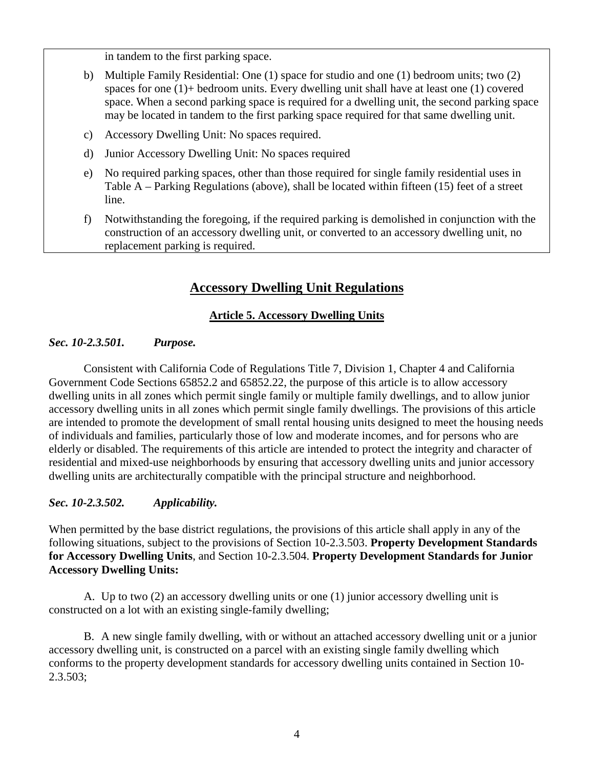in tandem to the first parking space.

b) Multiple Family Residential: One (1) space for studio and one (1) bedroom units; two (2) spaces for one (1)+ bedroom units. Every dwelling unit shall have at least one (1) covered space. When a second parking space is required for a dwelling unit, the second parking space may be located in tandem to the first parking space required for that same dwelling unit.

c) Accessory Dwelling Unit: No spaces required.

d) Junior Accessory Dwelling Unit: No spaces required

e) No required parking spaces, other than those required for single family residential uses in Table A – Parking Regulations (above), shall be located within fifteen (15) feet of a street line.

f) Notwithstanding the foregoing, if the required parking is demolished in conjunction with the construction of an accessory dwelling unit, or converted to an accessory dwelling unit, no replacement parking is required.

## Accessory Dwelling Unit Regulations

### Article 5. Accessory Dwelling Units

***Sec. 10-2.3.501. Purpose.***

Consistent with California Code of Regulations Title 7, Division 1, Chapter 4 and California Government Code Sections 65852.2 and 65852.22, the purpose of this article is to allow accessory dwelling units in all zones which permit single family or multiple family dwellings, and to allow junior accessory dwelling units in all zones which permit single family dwellings. The provisions of this article are intended to promote the development of small rental housing units designed to meet the housing needs of individuals and families, particularly those of low and moderate incomes, and for persons who are elderly or disabled. The requirements of this article are intended to protect the integrity and character of residential and mixed-use neighborhoods by ensuring that accessory dwelling units and junior accessory dwelling units are architecturally compatible with the principal structure and neighborhood.

***Sec. 10-2.3.502. Applicability.***

When permitted by the base district regulations, the provisions of this article shall apply in any of the following situations, subject to the provisions of Section 10-2.3.503. **Property Development Standards for Accessory Dwelling Units**, and Section 10-2.3.504. **Property Development Standards for Junior Accessory Dwelling Units:**

A. Up to two (2) an accessory dwelling units or one (1) junior accessory dwelling unit is constructed on a lot with an existing single-family dwelling;

B. A new single family dwelling, with or without an attached accessory dwelling unit or a junior accessory dwelling unit, is constructed on a parcel with an existing single family dwelling which conforms to the property development standards for accessory dwelling units contained in Section 10-2.3.503;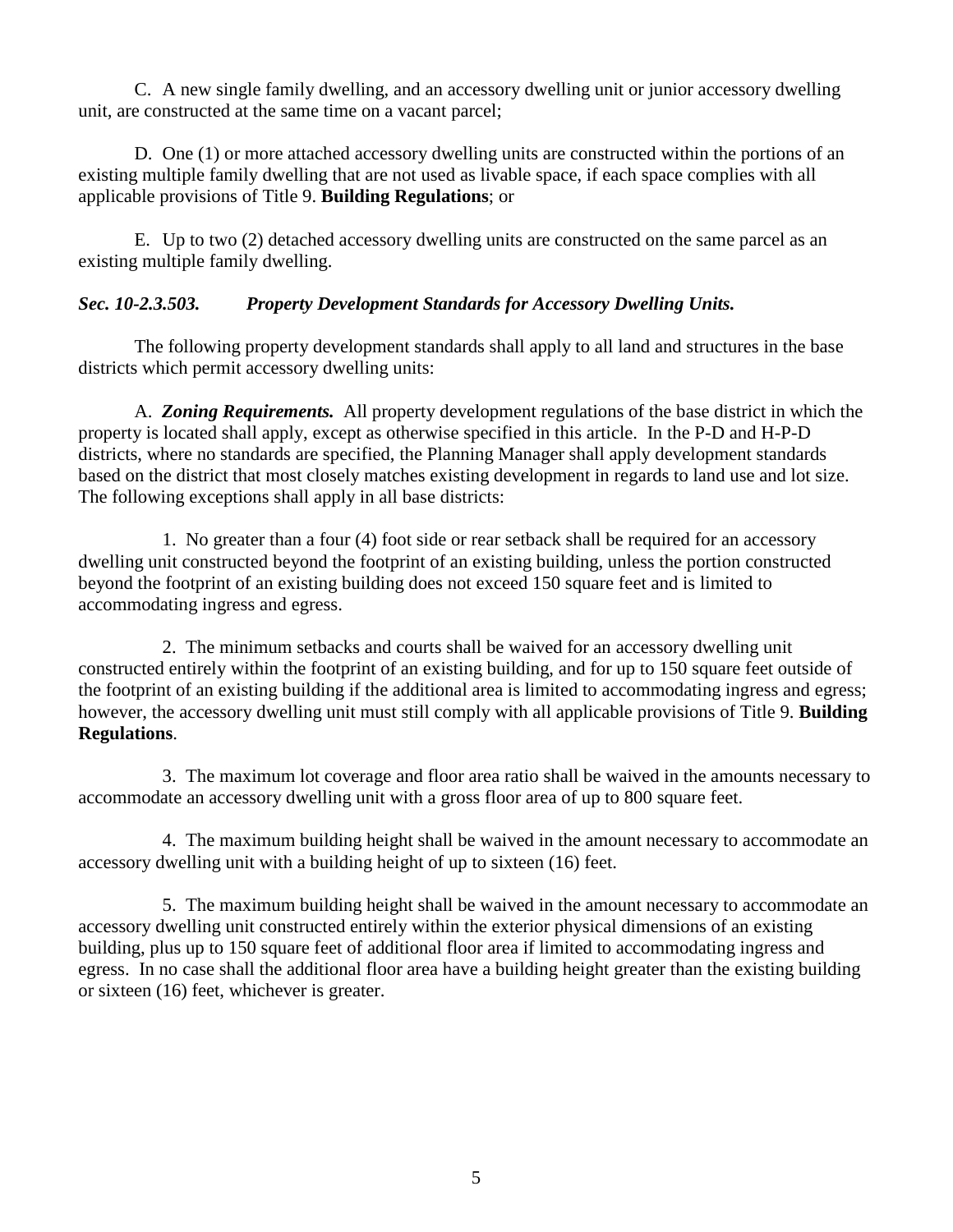C. A new single family dwelling, and an accessory dwelling unit or junior accessory dwelling unit, are constructed at the same time on a vacant parcel;

D. One (1) or more attached accessory dwelling units are constructed within the portions of an existing multiple family dwelling that are not used as livable space, if each space complies with all applicable provisions of Title 9. **Building Regulations**; or

E. Up to two (2) detached accessory dwelling units are constructed on the same parcel as an existing multiple family dwelling.

### ***Sec. 10-2.3.503. Property Development Standards for Accessory Dwelling Units.***

The following property development standards shall apply to all land and structures in the base districts which permit accessory dwelling units:

A. ***Zoning Requirements.*** All property development regulations of the base district in which the property is located shall apply, except as otherwise specified in this article. In the P-D and H-P-D districts, where no standards are specified, the Planning Manager shall apply development standards based on the district that most closely matches existing development in regards to land use and lot size. The following exceptions shall apply in all base districts:

1. No greater than a four (4) foot side or rear setback shall be required for an accessory dwelling unit constructed beyond the footprint of an existing building, unless the portion constructed beyond the footprint of an existing building does not exceed 150 square feet and is limited to accommodating ingress and egress.

2. The minimum setbacks and courts shall be waived for an accessory dwelling unit constructed entirely within the footprint of an existing building, and for up to 150 square feet outside of the footprint of an existing building if the additional area is limited to accommodating ingress and egress; however, the accessory dwelling unit must still comply with all applicable provisions of Title 9. **Building Regulations**.

3. The maximum lot coverage and floor area ratio shall be waived in the amounts necessary to accommodate an accessory dwelling unit with a gross floor area of up to 800 square feet.

4. The maximum building height shall be waived in the amount necessary to accommodate an accessory dwelling unit with a building height of up to sixteen (16) feet.

5. The maximum building height shall be waived in the amount necessary to accommodate an accessory dwelling unit constructed entirely within the exterior physical dimensions of an existing building, plus up to 150 square feet of additional floor area if limited to accommodating ingress and egress. In no case shall the additional floor area have a building height greater than the existing building or sixteen (16) feet, whichever is greater.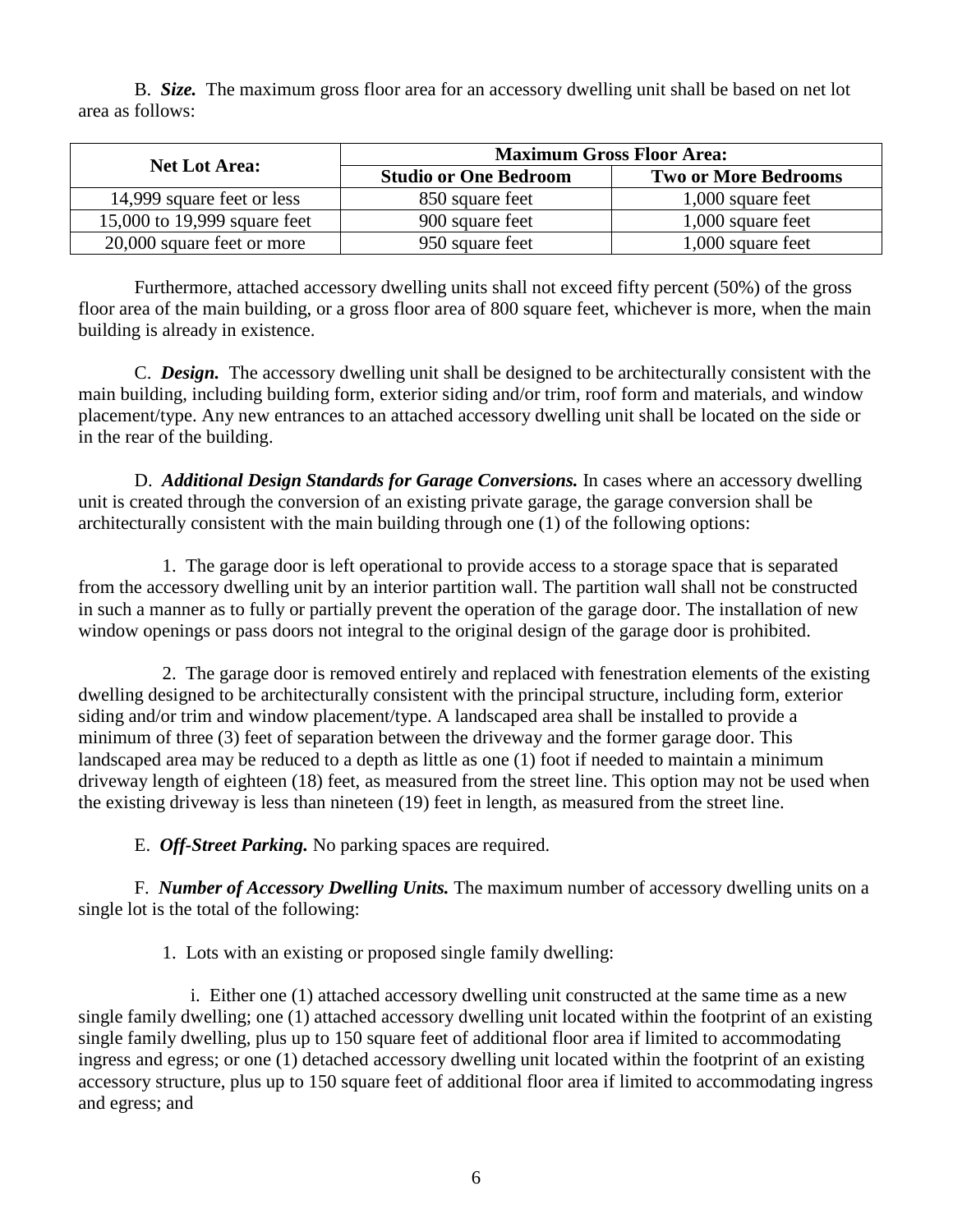B. ***Size.*** The maximum gross floor area for an accessory dwelling unit shall be based on net lot area as follows:

| Net Lot Area: | Maximum Gross Floor Area: | |
|---|---|---|
| | **Studio or One Bedroom** | **Two or More Bedrooms** |
| 14,999 square feet or less | 850 square feet | 1,000 square feet |
| 15,000 to 19,999 square feet | 900 square feet | 1,000 square feet |
| 20,000 square feet or more | 950 square feet | 1,000 square feet |

Furthermore, attached accessory dwelling units shall not exceed fifty percent (50%) of the gross floor area of the main building, or a gross floor area of 800 square feet, whichever is more, when the main building is already in existence.

C. ***Design.*** The accessory dwelling unit shall be designed to be architecturally consistent with the main building, including building form, exterior siding and/or trim, roof form and materials, and window placement/type. Any new entrances to an attached accessory dwelling unit shall be located on the side or in the rear of the building.

D. ***Additional Design Standards for Garage Conversions.*** In cases where an accessory dwelling unit is created through the conversion of an existing private garage, the garage conversion shall be architecturally consistent with the main building through one (1) of the following options:

1. The garage door is left operational to provide access to a storage space that is separated from the accessory dwelling unit by an interior partition wall. The partition wall shall not be constructed in such a manner as to fully or partially prevent the operation of the garage door. The installation of new window openings or pass doors not integral to the original design of the garage door is prohibited.

2. The garage door is removed entirely and replaced with fenestration elements of the existing dwelling designed to be architecturally consistent with the principal structure, including form, exterior siding and/or trim and window placement/type. A landscaped area shall be installed to provide a minimum of three (3) feet of separation between the driveway and the former garage door. This landscaped area may be reduced to a depth as little as one (1) foot if needed to maintain a minimum driveway length of eighteen (18) feet, as measured from the street line. This option may not be used when the existing driveway is less than nineteen (19) feet in length, as measured from the street line.

E. ***Off-Street Parking.*** No parking spaces are required.

F. ***Number of Accessory Dwelling Units.*** The maximum number of accessory dwelling units on a single lot is the total of the following:

1. Lots with an existing or proposed single family dwelling:

i. Either one (1) attached accessory dwelling unit constructed at the same time as a new single family dwelling; one (1) attached accessory dwelling unit located within the footprint of an existing single family dwelling, plus up to 150 square feet of additional floor area if limited to accommodating ingress and egress; or one (1) detached accessory dwelling unit located within the footprint of an existing accessory structure, plus up to 150 square feet of additional floor area if limited to accommodating ingress and egress; and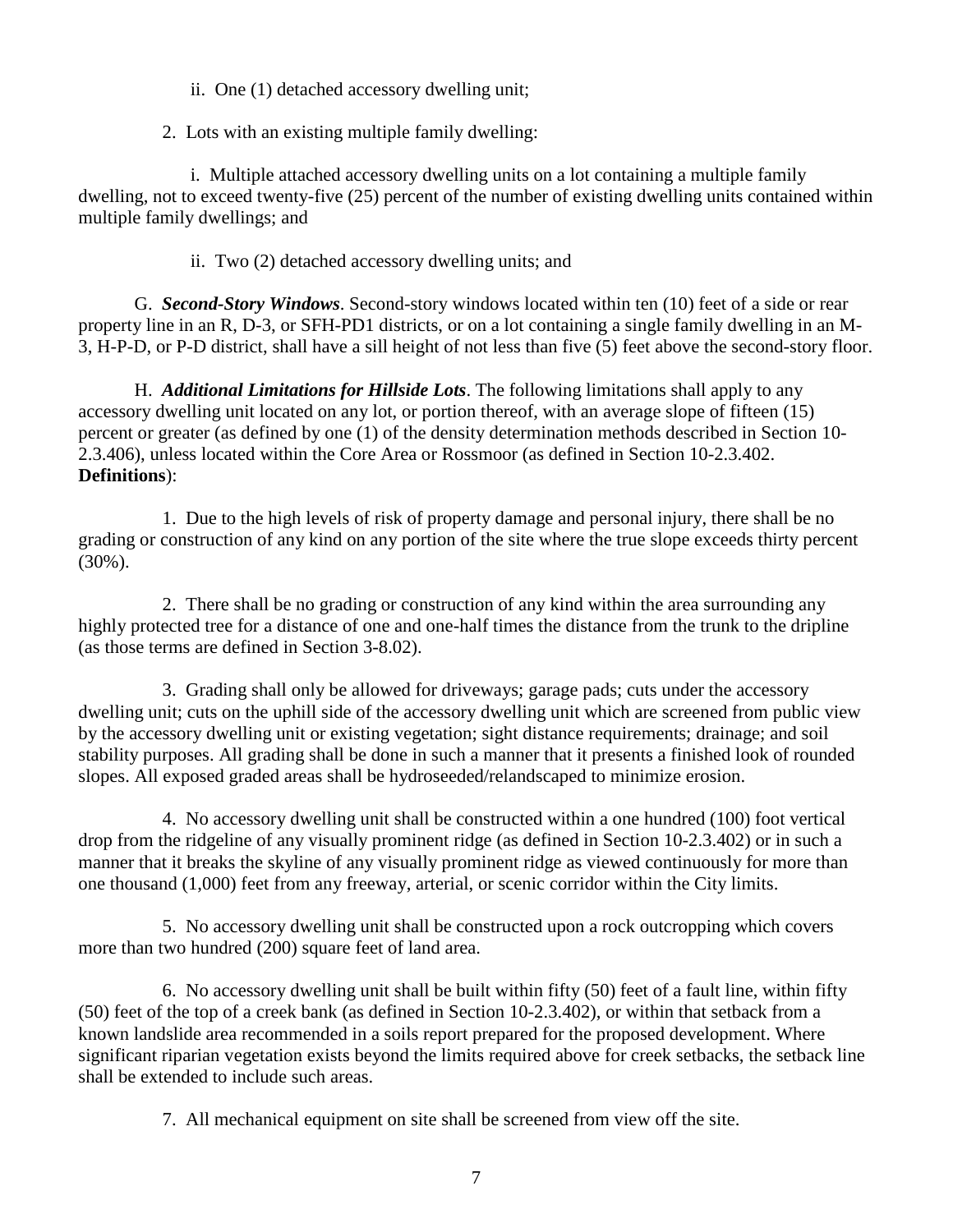ii. One (1) detached accessory dwelling unit;

2. Lots with an existing multiple family dwelling:

i. Multiple attached accessory dwelling units on a lot containing a multiple family dwelling, not to exceed twenty-five (25) percent of the number of existing dwelling units contained within multiple family dwellings; and

ii. Two (2) detached accessory dwelling units; and

G. ***Second-Story Windows***. Second-story windows located within ten (10) feet of a side or rear property line in an R, D-3, or SFH-PD1 districts, or on a lot containing a single family dwelling in an M-3, H-P-D, or P-D district, shall have a sill height of not less than five (5) feet above the second-story floor.

H. ***Additional Limitations for Hillside Lots***. The following limitations shall apply to any accessory dwelling unit located on any lot, or portion thereof, with an average slope of fifteen (15) percent or greater (as defined by one (1) of the density determination methods described in Section 10-2.3.406), unless located within the Core Area or Rossmoor (as defined in Section 10-2.3.402. **Definitions**):

1. Due to the high levels of risk of property damage and personal injury, there shall be no grading or construction of any kind on any portion of the site where the true slope exceeds thirty percent (30%).

2. There shall be no grading or construction of any kind within the area surrounding any highly protected tree for a distance of one and one-half times the distance from the trunk to the dripline (as those terms are defined in Section 3-8.02).

3. Grading shall only be allowed for driveways; garage pads; cuts under the accessory dwelling unit; cuts on the uphill side of the accessory dwelling unit which are screened from public view by the accessory dwelling unit or existing vegetation; sight distance requirements; drainage; and soil stability purposes. All grading shall be done in such a manner that it presents a finished look of rounded slopes. All exposed graded areas shall be hydroseeded/relandscaped to minimize erosion.

4. No accessory dwelling unit shall be constructed within a one hundred (100) foot vertical drop from the ridgeline of any visually prominent ridge (as defined in Section 10-2.3.402) or in such a manner that it breaks the skyline of any visually prominent ridge as viewed continuously for more than one thousand (1,000) feet from any freeway, arterial, or scenic corridor within the City limits.

5. No accessory dwelling unit shall be constructed upon a rock outcropping which covers more than two hundred (200) square feet of land area.

6. No accessory dwelling unit shall be built within fifty (50) feet of a fault line, within fifty (50) feet of the top of a creek bank (as defined in Section 10-2.3.402), or within that setback from a known landslide area recommended in a soils report prepared for the proposed development. Where significant riparian vegetation exists beyond the limits required above for creek setbacks, the setback line shall be extended to include such areas.

7. All mechanical equipment on site shall be screened from view off the site.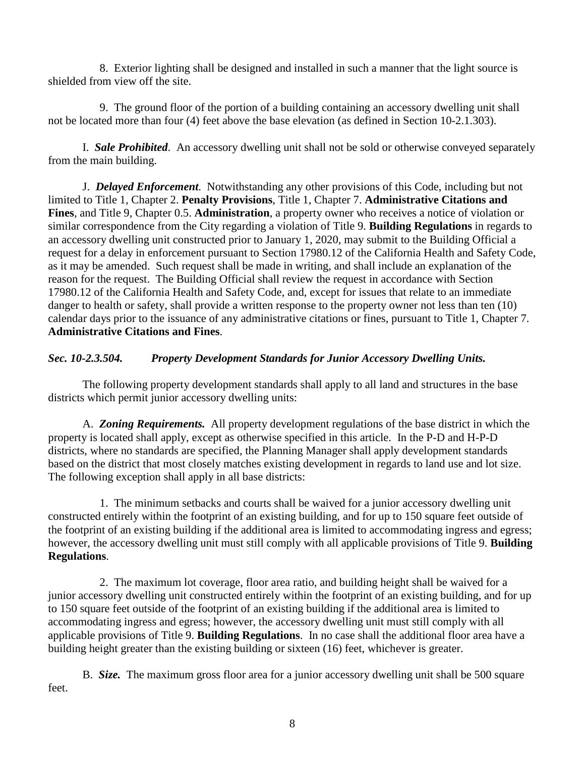8. Exterior lighting shall be designed and installed in such a manner that the light source is shielded from view off the site.

9. The ground floor of the portion of a building containing an accessory dwelling unit shall not be located more than four (4) feet above the base elevation (as defined in Section 10-2.1.303).

I. ***Sale Prohibited***. An accessory dwelling unit shall not be sold or otherwise conveyed separately from the main building.

J. ***Delayed Enforcement***. Notwithstanding any other provisions of this Code, including but not limited to Title 1, Chapter 2. **Penalty Provisions**, Title 1, Chapter 7. **Administrative Citations and Fines**, and Title 9, Chapter 0.5. **Administration**, a property owner who receives a notice of violation or similar correspondence from the City regarding a violation of Title 9. **Building Regulations** in regards to an accessory dwelling unit constructed prior to January 1, 2020, may submit to the Building Official a request for a delay in enforcement pursuant to Section 17980.12 of the California Health and Safety Code, as it may be amended. Such request shall be made in writing, and shall include an explanation of the reason for the request. The Building Official shall review the request in accordance with Section 17980.12 of the California Health and Safety Code, and, except for issues that relate to an immediate danger to health or safety, shall provide a written response to the property owner not less than ten (10) calendar days prior to the issuance of any administrative citations or fines, pursuant to Title 1, Chapter 7. **Administrative Citations and Fines**.

### *Sec. 10-2.3.504. Property Development Standards for Junior Accessory Dwelling Units.*

The following property development standards shall apply to all land and structures in the base districts which permit junior accessory dwelling units:

A. ***Zoning Requirements.*** All property development regulations of the base district in which the property is located shall apply, except as otherwise specified in this article. In the P-D and H-P-D districts, where no standards are specified, the Planning Manager shall apply development standards based on the district that most closely matches existing development in regards to land use and lot size. The following exception shall apply in all base districts:

1. The minimum setbacks and courts shall be waived for a junior accessory dwelling unit constructed entirely within the footprint of an existing building, and for up to 150 square feet outside of the footprint of an existing building if the additional area is limited to accommodating ingress and egress; however, the accessory dwelling unit must still comply with all applicable provisions of Title 9. **Building Regulations**.

2. The maximum lot coverage, floor area ratio, and building height shall be waived for a junior accessory dwelling unit constructed entirely within the footprint of an existing building, and for up to 150 square feet outside of the footprint of an existing building if the additional area is limited to accommodating ingress and egress; however, the accessory dwelling unit must still comply with all applicable provisions of Title 9. **Building Regulations**. In no case shall the additional floor area have a building height greater than the existing building or sixteen (16) feet, whichever is greater.

B. ***Size.*** The maximum gross floor area for a junior accessory dwelling unit shall be 500 square feet.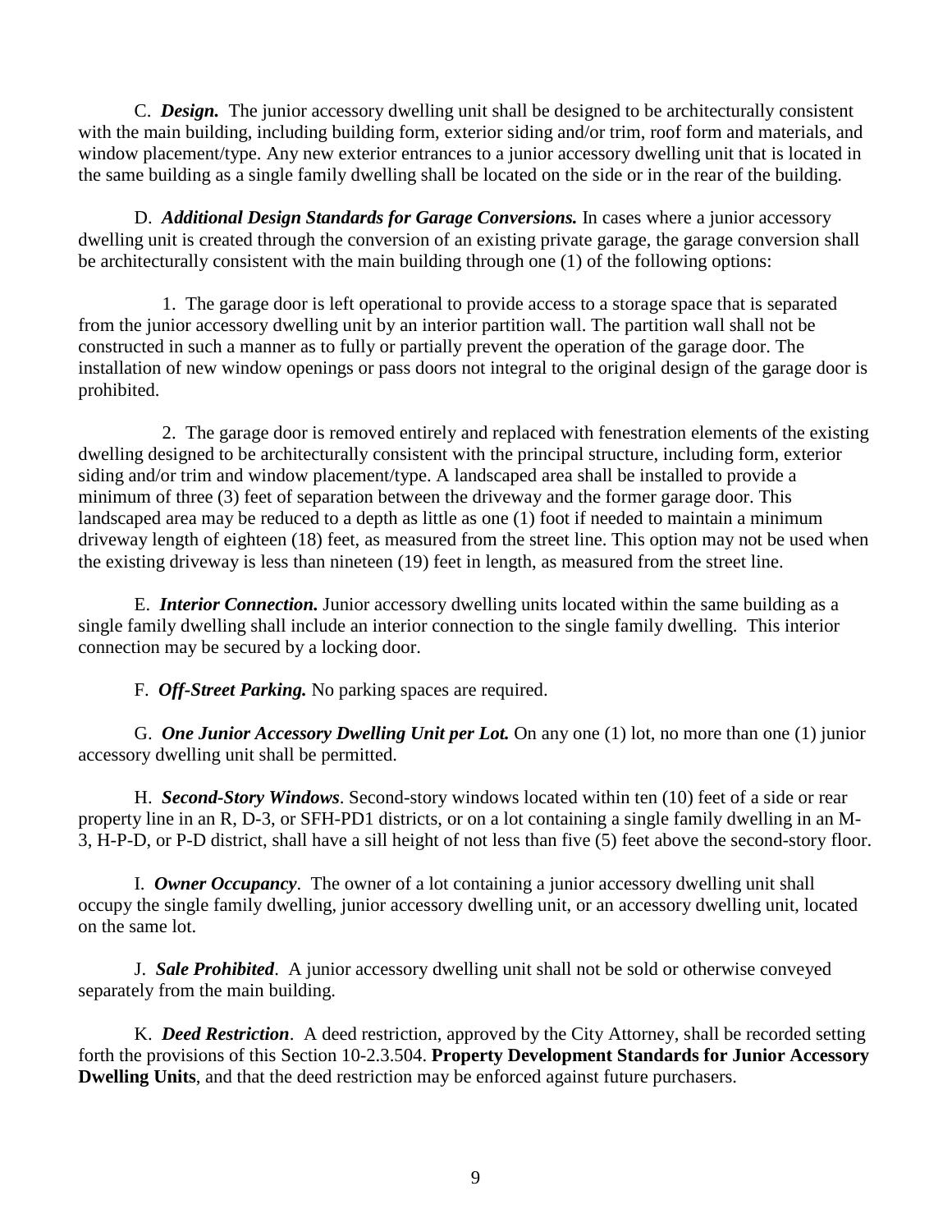C. ***Design.*** The junior accessory dwelling unit shall be designed to be architecturally consistent with the main building, including building form, exterior siding and/or trim, roof form and materials, and window placement/type. Any new exterior entrances to a junior accessory dwelling unit that is located in the same building as a single family dwelling shall be located on the side or in the rear of the building.

D. ***Additional Design Standards for Garage Conversions.*** In cases where a junior accessory dwelling unit is created through the conversion of an existing private garage, the garage conversion shall be architecturally consistent with the main building through one (1) of the following options:

1. The garage door is left operational to provide access to a storage space that is separated from the junior accessory dwelling unit by an interior partition wall. The partition wall shall not be constructed in such a manner as to fully or partially prevent the operation of the garage door. The installation of new window openings or pass doors not integral to the original design of the garage door is prohibited.

2. The garage door is removed entirely and replaced with fenestration elements of the existing dwelling designed to be architecturally consistent with the principal structure, including form, exterior siding and/or trim and window placement/type. A landscaped area shall be installed to provide a minimum of three (3) feet of separation between the driveway and the former garage door. This landscaped area may be reduced to a depth as little as one (1) foot if needed to maintain a minimum driveway length of eighteen (18) feet, as measured from the street line. This option may not be used when the existing driveway is less than nineteen (19) feet in length, as measured from the street line.

E. ***Interior Connection.*** Junior accessory dwelling units located within the same building as a single family dwelling shall include an interior connection to the single family dwelling. This interior connection may be secured by a locking door.

F. ***Off-Street Parking.*** No parking spaces are required.

G. ***One Junior Accessory Dwelling Unit per Lot.*** On any one (1) lot, no more than one (1) junior accessory dwelling unit shall be permitted.

H. ***Second-Story Windows***. Second-story windows located within ten (10) feet of a side or rear property line in an R, D-3, or SFH-PD1 districts, or on a lot containing a single family dwelling in an M-3, H-P-D, or P-D district, shall have a sill height of not less than five (5) feet above the second-story floor.

I. ***Owner Occupancy***. The owner of a lot containing a junior accessory dwelling unit shall occupy the single family dwelling, junior accessory dwelling unit, or an accessory dwelling unit, located on the same lot.

J. ***Sale Prohibited***. A junior accessory dwelling unit shall not be sold or otherwise conveyed separately from the main building.

K. ***Deed Restriction***. A deed restriction, approved by the City Attorney, shall be recorded setting forth the provisions of this Section 10-2.3.504. **Property Development Standards for Junior Accessory Dwelling Units**, and that the deed restriction may be enforced against future purchasers.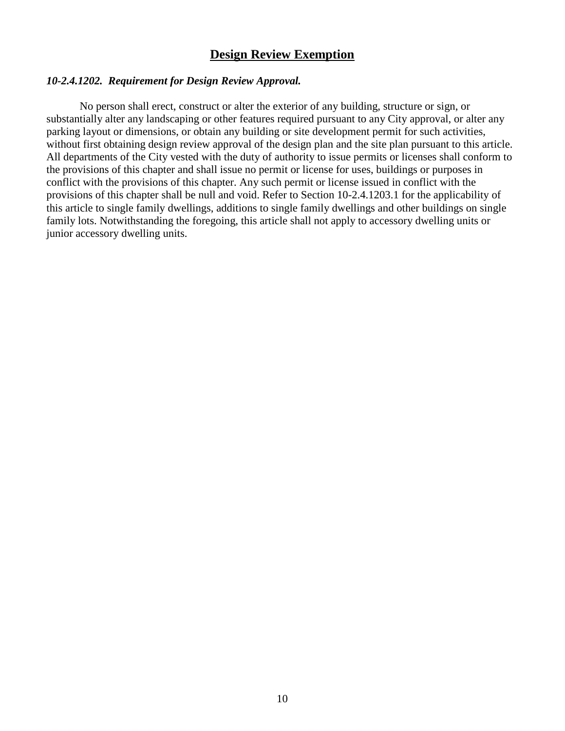## Design Review Exemption

***10-2.4.1202. Requirement for Design Review Approval.***

No person shall erect, construct or alter the exterior of any building, structure or sign, or substantially alter any landscaping or other features required pursuant to any City approval, or alter any parking layout or dimensions, or obtain any building or site development permit for such activities, without first obtaining design review approval of the design plan and the site plan pursuant to this article. All departments of the City vested with the duty of authority to issue permits or licenses shall conform to the provisions of this chapter and shall issue no permit or license for uses, buildings or purposes in conflict with the provisions of this chapter. Any such permit or license issued in conflict with the provisions of this chapter shall be null and void. Refer to Section 10-2.4.1203.1 for the applicability of this article to single family dwellings, additions to single family dwellings and other buildings on single family lots. Notwithstanding the foregoing, this article shall not apply to accessory dwelling units or junior accessory dwelling units.